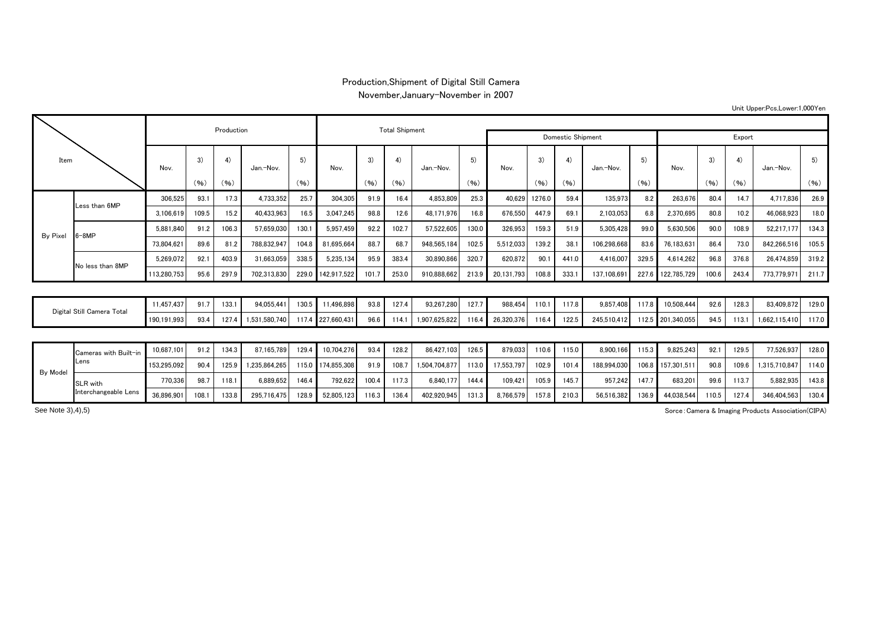# Production,Shipment of Digital Still Camera

November,January-November in 2007

Unit Upper:Pcs,Lower:1,000Yen

| Item | | Production | | | | | Total Shipment | | | | | Domestic Shipment | | | | | Export | | | | |
|---|---|---|---|---|---|---|---|---|---|---|---|---|---|---|---|---|---|---|---|---|---|
| | | Nov. | 3) (%) | 4) (%) | Jan.-Nov. | 5) (%) | Nov. | 3) (%) | 4) (%) | Jan.-Nov. | 5) (%) | Nov. | 3) (%) | 4) (%) | Jan.-Nov. | 5) (%) | Nov. | 3) (%) | 4) (%) | Jan.-Nov. | 5) (%) |
| By Pixel | Less than 6MP | 306,525 | 93.1 | 17.3 | 4,733,352 | 25.7 | 304,305 | 91.9 | 16.4 | 4,853,809 | 25.3 | 40,629 | 1276.0 | 59.4 | 135,973 | 8.2 | 263,676 | 80.4 | 14.7 | 4,717,836 | 26.9 |
| | | 3,106,619 | 109.5 | 15.2 | 40,433,963 | 16.5 | 3,047,245 | 98.8 | 12.6 | 48,171,976 | 16.8 | 676,550 | 447.9 | 69.1 | 2,103,053 | 6.8 | 2,370,695 | 80.8 | 10.2 | 46,068,923 | 18.0 |
| | 6-8MP | 5,881,840 | 91.2 | 106.3 | 57,659,030 | 130.1 | 5,957,459 | 92.2 | 102.7 | 57,522,605 | 130.0 | 326,953 | 159.3 | 51.9 | 5,305,428 | 99.0 | 5,630,506 | 90.0 | 108.9 | 52,217,177 | 134.3 |
| | | 73,804,621 | 89.6 | 81.2 | 788,832,947 | 104.8 | 81,695,664 | 88.7 | 68.7 | 948,565,184 | 102.5 | 5,512,033 | 139.2 | 38.1 | 106,298,668 | 83.6 | 76,183,631 | 86.4 | 73.0 | 842,266,516 | 105.5 |
| | No less than 8MP | 5,269,072 | 92.1 | 403.9 | 31,663,059 | 338.5 | 5,235,134 | 95.9 | 383.4 | 30,890,866 | 320.7 | 620,872 | 90.1 | 441.0 | 4,416,007 | 329.5 | 4,614,262 | 96.8 | 376.8 | 26,474,859 | 319.2 |
| | | 113,280,753 | 95.6 | 297.9 | 702,313,830 | 229.0 | 142,917,522 | 101.7 | 253.0 | 910,888,662 | 213.9 | 20,131,793 | 108.8 | 333.1 | 137,108,691 | 227.6 | 122,785,729 | 100.6 | 243.4 | 773,779,971 | 211.7 |
| Digital Still Camera Total | | 11,457,437 | 91.7 | 133.1 | 94,055,441 | 130.5 | 11,496,898 | 93.8 | 127.4 | 93,267,280 | 127.7 | 988,454 | 110.1 | 117.8 | 9,857,408 | 117.8 | 10,508,444 | 92.6 | 128.3 | 83,409,872 | 129.0 |
| | | 190,191,993 | 93.4 | 127.4 | 1,531,580,740 | 117.4 | 227,660,431 | 96.6 | 114.1 | 1,907,625,822 | 116.4 | 26,320,376 | 116.4 | 122.5 | 245,510,412 | 112.5 | 201,340,055 | 94.5 | 113.1 | 1,662,115,410 | 117.0 |
| By Model | Cameras with Built-in Lens | 10,687,101 | 91.2 | 134.3 | 87,165,789 | 129.4 | 10,704,276 | 93.4 | 128.2 | 86,427,103 | 126.5 | 879,033 | 110.6 | 115.0 | 8,900,166 | 115.3 | 9,825,243 | 92.1 | 129.5 | 77,526,937 | 128.0 |
| | | 153,295,092 | 90.4 | 125.9 | 1,235,864,265 | 115.0 | 174,855,308 | 91.9 | 108.7 | 1,504,704,877 | 113.0 | 17,553,797 | 102.9 | 101.4 | 188,994,030 | 106.8 | 157,301,511 | 90.8 | 109.6 | 1,315,710,847 | 114.0 |
| | SLR with Interchangeable Lens | 770,336 | 98.7 | 118.1 | 6,889,652 | 146.4 | 792,622 | 100.4 | 117.3 | 6,840,177 | 144.4 | 109,421 | 105.9 | 145.7 | 957,242 | 147.7 | 683,201 | 99.6 | 113.7 | 5,882,935 | 143.8 |
| | | 36,896,901 | 108.1 | 133.8 | 295,716,475 | 128.9 | 52,805,123 | 116.3 | 136.4 | 402,920,945 | 131.3 | 8,766,579 | 157.8 | 210.3 | 56,516,382 | 136.9 | 44,038,544 | 110.5 | 127.4 | 346,404,563 | 130.4 |

See Note 3),4),5)

Sorce:Camera & Imaging Products Association(CIPA)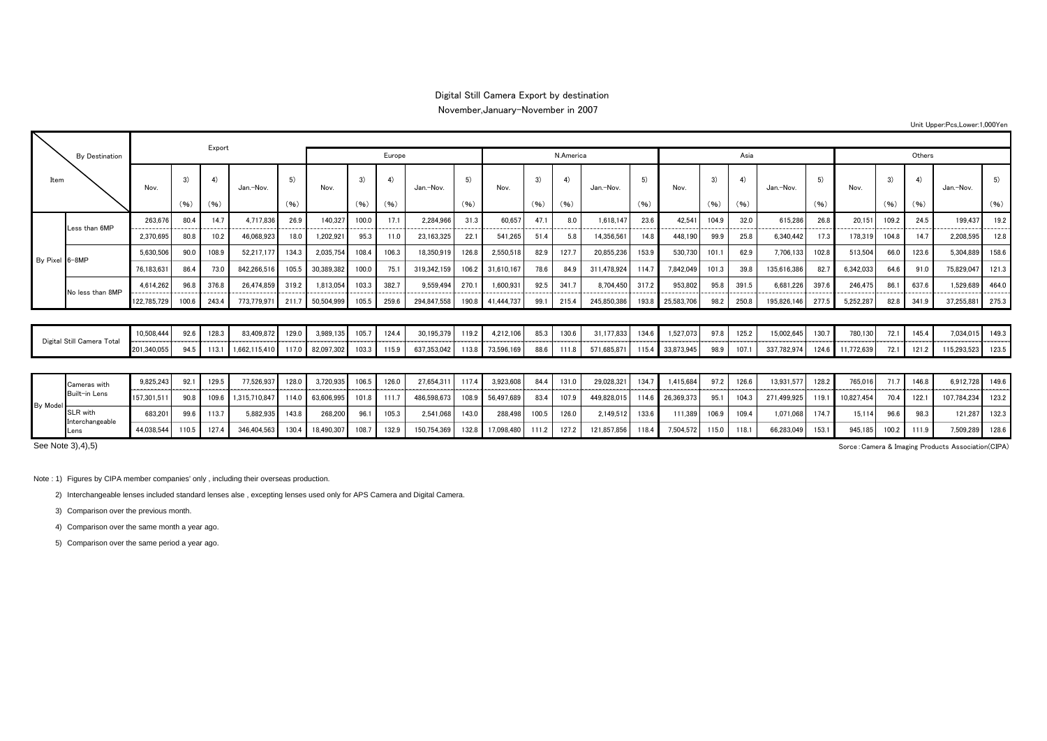# Digital Still Camera Export by destination

## November,January-November in 2007

Unit Upper:Pcs,Lower:1,000Yen

| Item | | Export | | | | | Europe | | | | | N.America | | | | | Asia | | | | | Others | | | | |
|---|---|---|---|---|---|---|---|---|---|---|---|---|---|---|---|---|---|---|---|---|---|---|---|---|---|---|
| | | Nov. | 3) (%) | 4) (%) | Jan.-Nov. | 5) (%) | Nov. | 3) (%) | 4) (%) | Jan.-Nov. | 5) (%) | Nov. | 3) (%) | 4) (%) | Jan.-Nov. | 5) (%) | Nov. | 3) (%) | 4) (%) | Jan.-Nov. | 5) (%) | Nov. | 3) (%) | 4) (%) | Jan.-Nov. | 5) (%) |
| By Pixel | Less than 6MP | 263,676 | 80.4 | 14.7 | 4,717,836 | 26.9 | 140,327 | 100.0 | 17.1 | 2,284,966 | 31.3 | 60,657 | 47.1 | 8.0 | 1,618,147 | 23.6 | 42,541 | 104.9 | 32.0 | 615,286 | 26.8 | 20,151 | 109.2 | 24.5 | 199,437 | 19.2 |
| | | 2,370,695 | 80.8 | 10.2 | 46,068,923 | 18.0 | 1,202,921 | 95.3 | 11.0 | 23,163,325 | 22.1 | 541,265 | 51.4 | 5.8 | 14,356,561 | 14.8 | 448,190 | 99.9 | 25.8 | 6,340,442 | 17.3 | 178,319 | 104.8 | 14.7 | 2,208,595 | 12.8 |
| | 6-8MP | 5,630,506 | 90.0 | 108.9 | 52,217,177 | 134.3 | 2,035,754 | 108.4 | 106.3 | 18,350,919 | 126.8 | 2,550,518 | 82.9 | 127.7 | 20,855,236 | 153.9 | 530,730 | 101.1 | 62.9 | 7,706,133 | 102.8 | 513,504 | 66.0 | 123.6 | 5,304,889 | 158.6 |
| | | 76,183,631 | 86.4 | 73.0 | 842,266,516 | 105.5 | 30,389,382 | 100.0 | 75.1 | 319,342,159 | 106.2 | 31,610,167 | 78.6 | 84.9 | 311,478,924 | 114.7 | 7,842,049 | 101.3 | 39.8 | 135,616,386 | 82.7 | 6,342,033 | 64.6 | 91.0 | 75,829,047 | 121.3 |
| | No less than 8MP | 4,614,262 | 96.8 | 376.8 | 26,474,859 | 319.2 | 1,813,054 | 103.3 | 382.7 | 9,559,494 | 270.1 | 1,600,931 | 92.5 | 341.7 | 8,704,450 | 317.2 | 953,802 | 95.8 | 391.5 | 6,681,226 | 397.6 | 246,475 | 86.1 | 637.6 | 1,529,689 | 464.0 |
| | | 122,785,729 | 100.6 | 243.4 | 773,779,971 | 211.7 | 50,504,999 | 105.5 | 259.6 | 294,847,558 | 190.8 | 41,444,737 | 99.1 | 215.4 | 245,850,386 | 193.8 | 25,583,706 | 98.2 | 250.8 | 195,826,146 | 277.5 | 5,252,287 | 82.8 | 341.9 | 37,255,881 | 275.3 |
| Digital Still Camera Total | | 10,508,444 | 92.6 | 128.3 | 83,409,872 | 129.0 | 3,989,135 | 105.7 | 124.4 | 30,195,379 | 119.2 | 4,212,106 | 85.3 | 130.6 | 31,177,833 | 134.6 | 1,527,073 | 97.8 | 125.2 | 15,002,645 | 130.7 | 780,130 | 72.1 | 145.4 | 7,034,015 | 149.3 |
| | | 201,340,055 | 94.5 | 113.1 | 1,662,115,410 | 117.0 | 82,097,302 | 103.3 | 115.9 | 637,353,042 | 113.8 | 73,596,169 | 88.6 | 111.8 | 571,685,871 | 115.4 | 33,873,945 | 98.9 | 107.1 | 337,782,974 | 124.6 | 11,772,639 | 72.1 | 121.2 | 115,293,523 | 123.5 |
| By Model | Cameras with Built-in Lens | 9,825,243 | 92.1 | 129.5 | 77,526,937 | 128.0 | 3,720,935 | 106.5 | 126.0 | 27,654,311 | 117.4 | 3,923,608 | 84.4 | 131.0 | 29,028,321 | 134.7 | 1,415,684 | 97.2 | 126.6 | 13,931,577 | 128.2 | 765,016 | 71.7 | 146.8 | 6,912,728 | 149.6 |
| | | 157,301,511 | 90.8 | 109.6 | 1,315,710,847 | 114.0 | 63,606,995 | 101.8 | 111.7 | 486,598,673 | 108.9 | 56,497,689 | 83.4 | 107.9 | 449,828,015 | 114.6 | 26,369,373 | 95.1 | 104.3 | 271,499,925 | 119.1 | 10,827,454 | 70.4 | 122.1 | 107,784,234 | 123.2 |
| | SLR with Interchangeable Lens | 683,201 | 99.6 | 113.7 | 5,882,935 | 143.8 | 268,200 | 96.1 | 105.3 | 2,541,068 | 143.0 | 288,498 | 100.5 | 126.0 | 2,149,512 | 133.6 | 111,389 | 106.9 | 109.4 | 1,071,068 | 174.7 | 15,114 | 96.6 | 98.3 | 121,287 | 132.3 |
| | | 44,038,544 | 110.5 | 127.4 | 346,404,563 | 130.4 | 18,490,307 | 108.7 | 132.9 | 150,754,369 | 132.8 | 17,098,480 | 111.2 | 127.2 | 121,857,856 | 118.4 | 7,504,572 | 115.0 | 118.1 | 66,283,049 | 153.1 | 945,185 | 100.2 | 111.9 | 7,509,289 | 128.6 |

See Note 3),4),5)

Sorce：Camera & Imaging Products Association(CIPA)

Note : 1) Figures by CIPA member companies' only , including their overseas production.

2) Interchangeable lenses included standard lenses alse , excepting lenses used only for APS Camera and Digital Camera.

3) Comparison over the previous month.

4) Comparison over the same month a year ago.

5) Comparison over the same period a year ago.